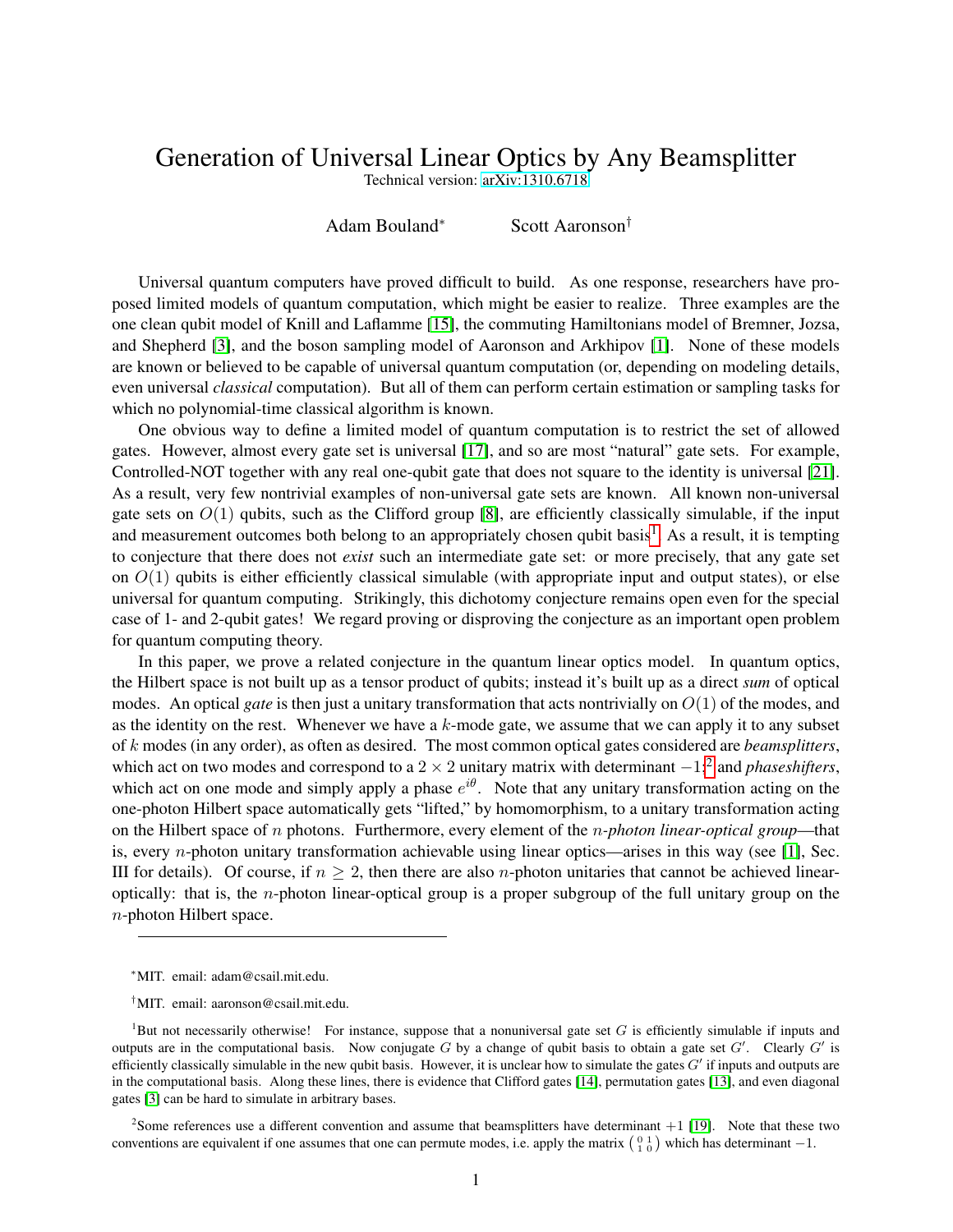# Generation of Universal Linear Optics by Any Beamsplitter

Technical version: arXiv:1310.6718

Adam Bouland* Scott Aaronson†

Universal quantum computers have proved difficult to build. As one response, researchers have proposed limited models of quantum computation, which might be easier to realize. Three examples are the one clean qubit model of Knill and Laflamme [15], the commuting Hamiltonians model of Bremner, Jozsa, and Shepherd [3], and the boson sampling model of Aaronson and Arkhipov [1]. None of these models are known or believed to be capable of universal quantum computation (or, depending on modeling details, even universal *classical* computation). But all of them can perform certain estimation or sampling tasks for which no polynomial-time classical algorithm is known.

One obvious way to define a limited model of quantum computation is to restrict the set of allowed gates. However, almost every gate set is universal [17], and so are most "natural" gate sets. For example, Controlled-NOT together with any real one-qubit gate that does not square to the identity is universal [21]. As a result, very few nontrivial examples of non-universal gate sets are known. All known non-universal gate sets on $O(1)$ qubits, such as the Clifford group [8], are efficiently classically simulable, if the input and measurement outcomes both belong to an appropriately chosen qubit basis[1]. As a result, it is tempting to conjecture that there does not *exist* such an intermediate gate set: or more precisely, that any gate set on $O(1)$ qubits is either efficiently classical simulable (with appropriate input and output states), or else universal for quantum computing. Strikingly, this dichotomy conjecture remains open even for the special case of 1- and 2-qubit gates! We regard proving or disproving the conjecture as an important open problem for quantum computing theory.

In this paper, we prove a related conjecture in the quantum linear optics model. In quantum optics, the Hilbert space is not built up as a tensor product of qubits; instead it's built up as a direct *sum* of optical modes. An optical *gate* is then just a unitary transformation that acts nontrivially on $O(1)$ of the modes, and as the identity on the rest. Whenever we have a $k$-mode gate, we assume that we can apply it to any subset of $k$ modes (in any order), as often as desired. The most common optical gates considered are *beamsplitters*, which act on two modes and correspond to a $2 \times 2$ unitary matrix with determinant $-1$;[2] and *phaseshifters*, which act on one mode and simply apply a phase $e^{i\theta}$. Note that any unitary transformation acting on the one-photon Hilbert space automatically gets "lifted," by homomorphism, to a unitary transformation acting on the Hilbert space of $n$ photons. Furthermore, every element of the *$n$-photon linear-optical group*—that is, every $n$-photon unitary transformation achievable using linear optics—arises in this way (see [1], Sec. III for details). Of course, if $n \geq 2$, then there are also $n$-photon unitaries that cannot be achieved linear-optically: that is, the $n$-photon linear-optical group is a proper subgroup of the full unitary group on the $n$-photon Hilbert space.

---

*MIT. email: adam@csail.mit.edu.

†MIT. email: aaronson@csail.mit.edu.

[1]But not necessarily otherwise! For instance, suppose that a nonuniversal gate set $G$ is efficiently simulable if inputs and outputs are in the computational basis. Now conjugate $G$ by a change of qubit basis to obtain a gate set $G'$. Clearly $G'$ is efficiently classically simulable in the new qubit basis. However, it is unclear how to simulate the gates $G'$ if inputs and outputs are in the computational basis. Along these lines, there is evidence that Clifford gates [14], permutation gates [13], and even diagonal gates [3] can be hard to simulate in arbitrary bases.

[2]Some references use a different convention and assume that beamsplitters have determinant $+1$ [19]. Note that these two conventions are equivalent if one assumes that one can permute modes, i.e. apply the matrix $\begin{pmatrix} 0 & 1 \\ 1 & 0 \end{pmatrix}$ which has determinant $-1$.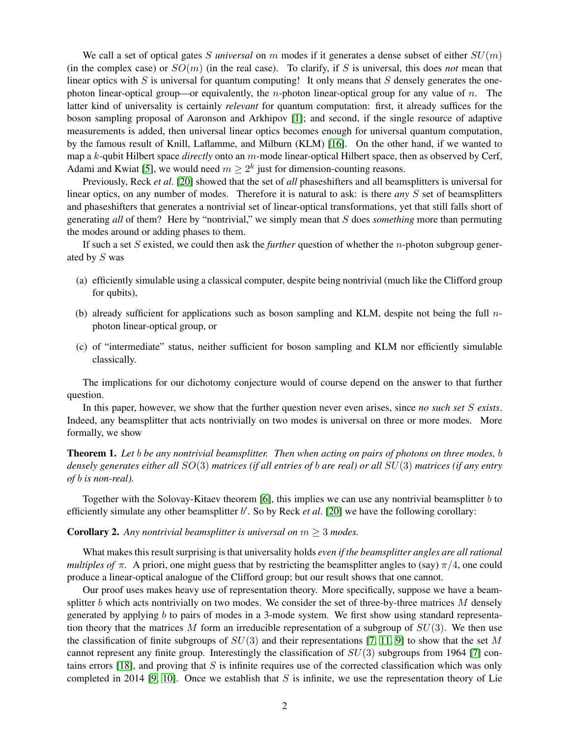We call a set of optical gates $S$ *universal* on $m$ modes if it generates a dense subset of either $SU(m)$ (in the complex case) or $SO(m)$ (in the real case). To clarify, if $S$ is universal, this does *not* mean that linear optics with $S$ is universal for quantum computing! It only means that $S$ densely generates the one-photon linear-optical group—or equivalently, the $n$-photon linear-optical group for any value of $n$. The latter kind of universality is certainly *relevant* for quantum computation: first, it already suffices for the boson sampling proposal of Aaronson and Arkhipov [1]; and second, if the single resource of adaptive measurements is added, then universal linear optics becomes enough for universal quantum computation, by the famous result of Knill, Laflamme, and Milburn (KLM) [16]. On the other hand, if we wanted to map a $k$-qubit Hilbert space *directly* onto an $m$-mode linear-optical Hilbert space, then as observed by Cerf, Adami and Kwiat [5], we would need $m \geq 2^k$ just for dimension-counting reasons.

Previously, Reck *et al*. [20] showed that the set of *all* phaseshifters and all beamsplitters is universal for linear optics, on any number of modes. Therefore it is natural to ask: is there *any* $S$ set of beamsplitters and phaseshifters that generates a nontrivial set of linear-optical transformations, yet that still falls short of generating *all* of them? Here by "nontrivial," we simply mean that $S$ does *something* more than permuting the modes around or adding phases to them.

If such a set $S$ existed, we could then ask the *further* question of whether the $n$-photon subgroup generated by $S$ was

(a) efficiently simulable using a classical computer, despite being nontrivial (much like the Clifford group for qubits),

(b) already sufficient for applications such as boson sampling and KLM, despite not being the full $n$-photon linear-optical group, or

(c) of "intermediate" status, neither sufficient for boson sampling and KLM nor efficiently simulable classically.

The implications for our dichotomy conjecture would of course depend on the answer to that further question.

In this paper, however, we show that the further question never even arises, since *no such set $S$ exists*. Indeed, any beamsplitter that acts nontrivially on two modes is universal on three or more modes. More formally, we show

**Theorem 1.** *Let $b$ be any nontrivial beamsplitter. Then when acting on pairs of photons on three modes, $b$ densely generates either all $SO(3)$ matrices (if all entries of $b$ are real) or all $SU(3)$ matrices (if any entry of $b$ is non-real).*

Together with the Solovay-Kitaev theorem [6], this implies we can use any nontrivial beamsplitter $b$ to efficiently simulate any other beamsplitter $b'$. So by Reck *et al*. [20] we have the following corollary:

**Corollary 2.** *Any nontrivial beamsplitter is universal on $m \geq 3$ modes.*

What makes this result surprising is that universality holds *even if the beamsplitter angles are all rational multiples of $\pi$*. A priori, one might guess that by restricting the beamsplitter angles to (say) $\pi/4$, one could produce a linear-optical analogue of the Clifford group; but our result shows that one cannot.

Our proof uses makes heavy use of representation theory. More specifically, suppose we have a beamsplitter $b$ which acts nontrivially on two modes. We consider the set of three-by-three matrices $M$ densely generated by applying $b$ to pairs of modes in a 3-mode system. We first show using standard representation theory that the matrices $M$ form an irreducible representation of a subgroup of $SU(3)$. We then use the classification of finite subgroups of $SU(3)$ and their representations [7, 11, 9] to show that the set $M$ cannot represent any finite group. Interestingly the classification of $SU(3)$ subgroups from 1964 [7] contains errors [18], and proving that $S$ is infinite requires use of the corrected classification which was only completed in 2014 [9, 10]. Once we establish that $S$ is infinite, we use the representation theory of Lie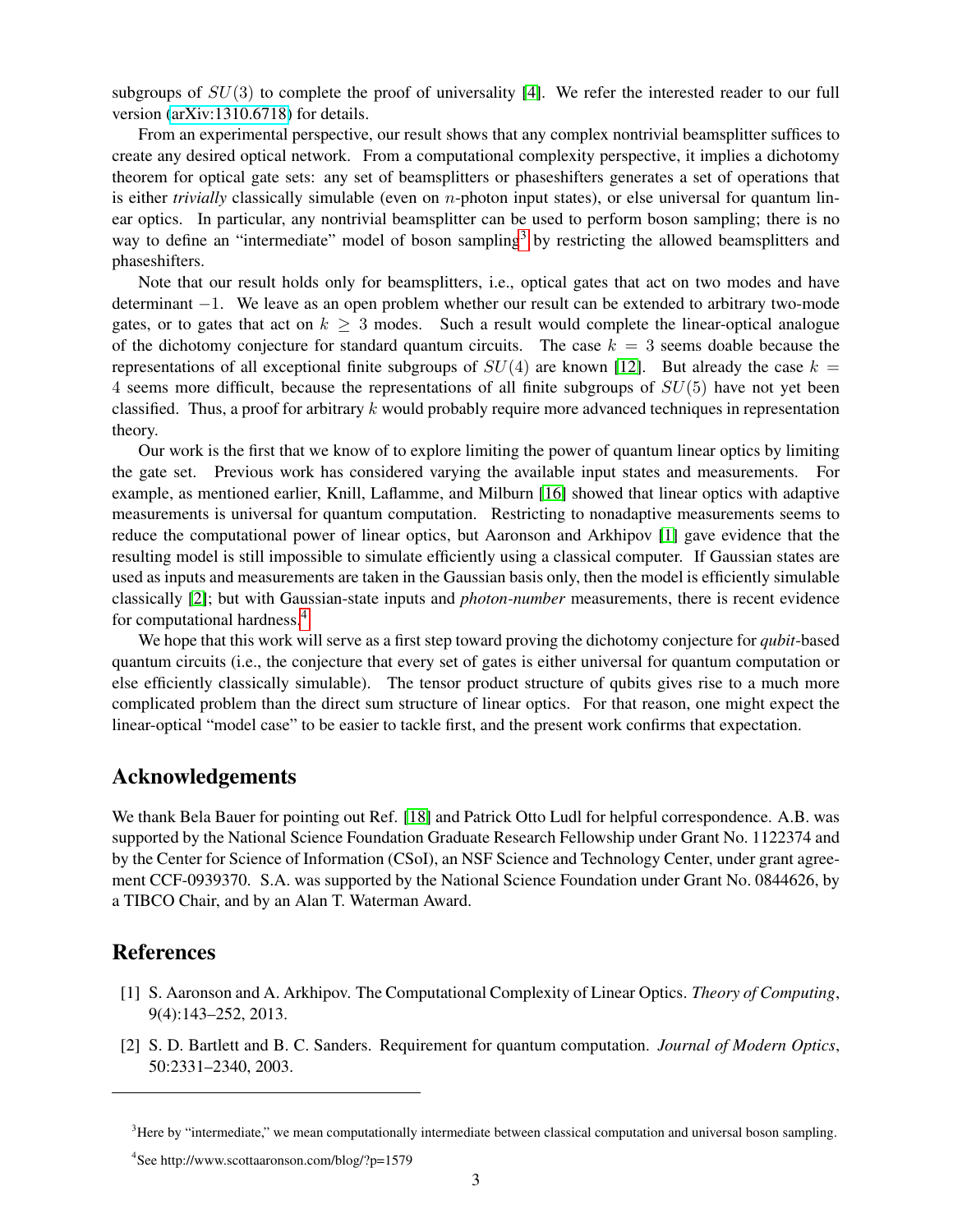subgroups of $SU(3)$ to complete the proof of universality [4]. We refer the interested reader to our full version (arXiv:1310.6718) for details.

From an experimental perspective, our result shows that any complex nontrivial beamsplitter suffices to create any desired optical network. From a computational complexity perspective, it implies a dichotomy theorem for optical gate sets: any set of beamsplitters or phaseshifters generates a set of operations that is either *trivially* classically simulable (even on $n$-photon input states), or else universal for quantum linear optics. In particular, any nontrivial beamsplitter can be used to perform boson sampling; there is no way to define an "intermediate" model of boson sampling[3] by restricting the allowed beamsplitters and phaseshifters.

Note that our result holds only for beamsplitters, i.e., optical gates that act on two modes and have determinant $-1$. We leave as an open problem whether our result can be extended to arbitrary two-mode gates, or to gates that act on $k \geq 3$ modes. Such a result would complete the linear-optical analogue of the dichotomy conjecture for standard quantum circuits. The case $k = 3$ seems doable because the representations of all exceptional finite subgroups of $SU(4)$ are known [12]. But already the case $k = 4$ seems more difficult, because the representations of all finite subgroups of $SU(5)$ have not yet been classified. Thus, a proof for arbitrary $k$ would probably require more advanced techniques in representation theory.

Our work is the first that we know of to explore limiting the power of quantum linear optics by limiting the gate set. Previous work has considered varying the available input states and measurements. For example, as mentioned earlier, Knill, Laflamme, and Milburn [16] showed that linear optics with adaptive measurements is universal for quantum computation. Restricting to nonadaptive measurements seems to reduce the computational power of linear optics, but Aaronson and Arkhipov [1] gave evidence that the resulting model is still impossible to simulate efficiently using a classical computer. If Gaussian states are used as inputs and measurements are taken in the Gaussian basis only, then the model is efficiently simulable classically [2]; but with Gaussian-state inputs and *photon-number* measurements, there is recent evidence for computational hardness.[4]

We hope that this work will serve as a first step toward proving the dichotomy conjecture for *qubit*-based quantum circuits (i.e., the conjecture that every set of gates is either universal for quantum computation or else efficiently classically simulable). The tensor product structure of qubits gives rise to a much more complicated problem than the direct sum structure of linear optics. For that reason, one might expect the linear-optical "model case" to be easier to tackle first, and the present work confirms that expectation.

## Acknowledgements

We thank Bela Bauer for pointing out Ref. [18] and Patrick Otto Ludl for helpful correspondence. A.B. was supported by the National Science Foundation Graduate Research Fellowship under Grant No. 1122374 and by the Center for Science of Information (CSoI), an NSF Science and Technology Center, under grant agreement CCF-0939370. S.A. was supported by the National Science Foundation under Grant No. 0844626, by a TIBCO Chair, and by an Alan T. Waterman Award.

## References

[1] S. Aaronson and A. Arkhipov. The Computational Complexity of Linear Optics. *Theory of Computing*, 9(4):143–252, 2013.

[2] S. D. Bartlett and B. C. Sanders. Requirement for quantum computation. *Journal of Modern Optics*, 50:2331–2340, 2003.

---

[3] Here by "intermediate," we mean computationally intermediate between classical computation and universal boson sampling.

[4] See http://www.scottaaronson.com/blog/?p=1579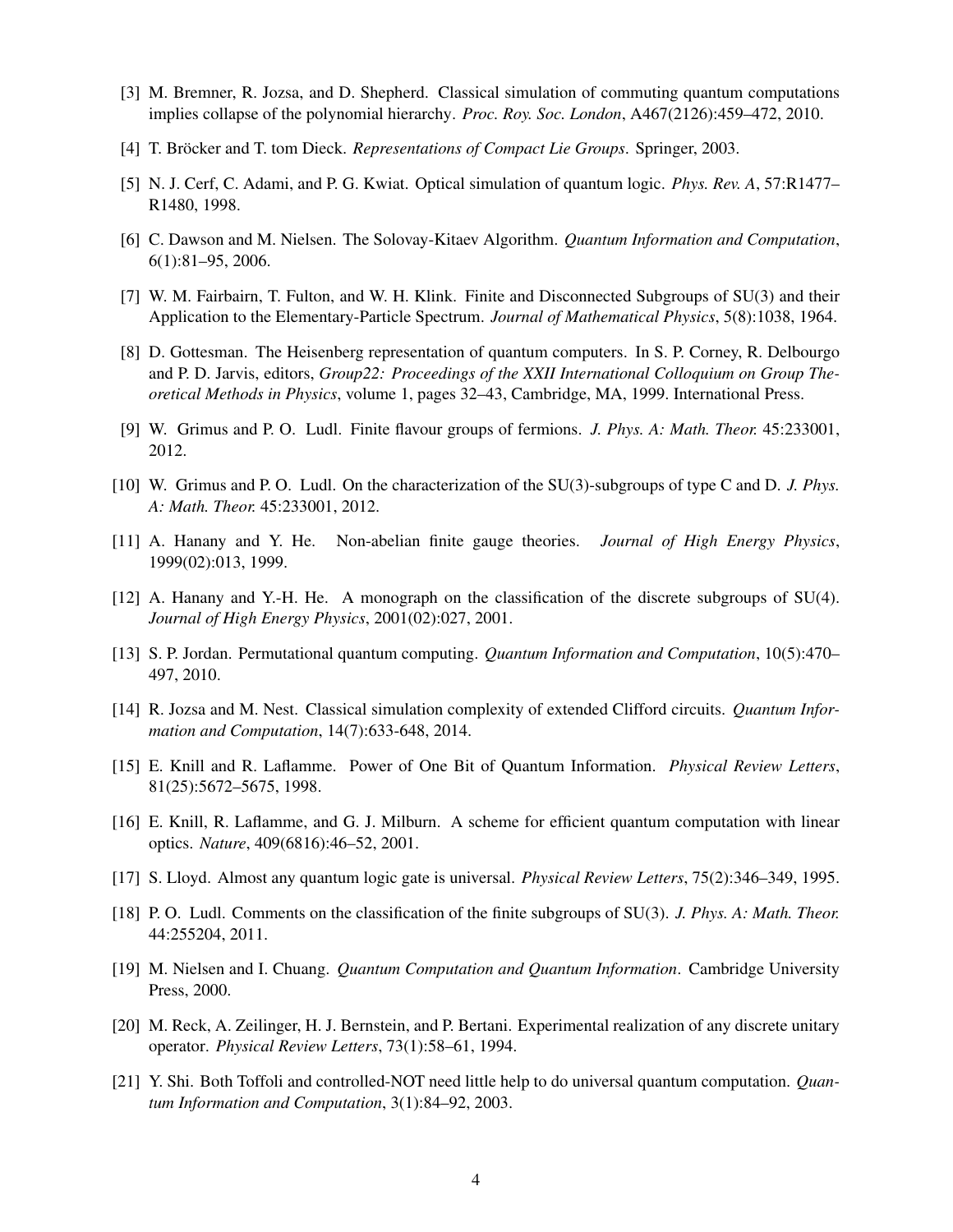[3] M. Bremner, R. Jozsa, and D. Shepherd. Classical simulation of commuting quantum computations implies collapse of the polynomial hierarchy. *Proc. Roy. Soc. London*, A467(2126):459–472, 2010.

[4] T. Bröcker and T. tom Dieck. *Representations of Compact Lie Groups*. Springer, 2003.

[5] N. J. Cerf, C. Adami, and P. G. Kwiat. Optical simulation of quantum logic. *Phys. Rev. A*, 57:R1477–R1480, 1998.

[6] C. Dawson and M. Nielsen. The Solovay-Kitaev Algorithm. *Quantum Information and Computation*, 6(1):81–95, 2006.

[7] W. M. Fairbairn, T. Fulton, and W. H. Klink. Finite and Disconnected Subgroups of SU(3) and their Application to the Elementary-Particle Spectrum. *Journal of Mathematical Physics*, 5(8):1038, 1964.

[8] D. Gottesman. The Heisenberg representation of quantum computers. In S. P. Corney, R. Delbourgo and P. D. Jarvis, editors, *Group22: Proceedings of the XXII International Colloquium on Group Theoretical Methods in Physics*, volume 1, pages 32–43, Cambridge, MA, 1999. International Press.

[9] W. Grimus and P. O. Ludl. Finite flavour groups of fermions. *J. Phys. A: Math. Theor.* 45:233001, 2012.

[10] W. Grimus and P. O. Ludl. On the characterization of the SU(3)-subgroups of type C and D. *J. Phys. A: Math. Theor.* 45:233001, 2012.

[11] A. Hanany and Y. He. Non-abelian finite gauge theories. *Journal of High Energy Physics*, 1999(02):013, 1999.

[12] A. Hanany and Y.-H. He. A monograph on the classification of the discrete subgroups of SU(4). *Journal of High Energy Physics*, 2001(02):027, 2001.

[13] S. P. Jordan. Permutational quantum computing. *Quantum Information and Computation*, 10(5):470–497, 2010.

[14] R. Jozsa and M. Nest. Classical simulation complexity of extended Clifford circuits. *Quantum Information and Computation*, 14(7):633-648, 2014.

[15] E. Knill and R. Laflamme. Power of One Bit of Quantum Information. *Physical Review Letters*, 81(25):5672–5675, 1998.

[16] E. Knill, R. Laflamme, and G. J. Milburn. A scheme for efficient quantum computation with linear optics. *Nature*, 409(6816):46–52, 2001.

[17] S. Lloyd. Almost any quantum logic gate is universal. *Physical Review Letters*, 75(2):346–349, 1995.

[18] P. O. Ludl. Comments on the classification of the finite subgroups of SU(3). *J. Phys. A: Math. Theor.* 44:255204, 2011.

[19] M. Nielsen and I. Chuang. *Quantum Computation and Quantum Information*. Cambridge University Press, 2000.

[20] M. Reck, A. Zeilinger, H. J. Bernstein, and P. Bertani. Experimental realization of any discrete unitary operator. *Physical Review Letters*, 73(1):58–61, 1994.

[21] Y. Shi. Both Toffoli and controlled-NOT need little help to do universal quantum computation. *Quantum Information and Computation*, 3(1):84–92, 2003.